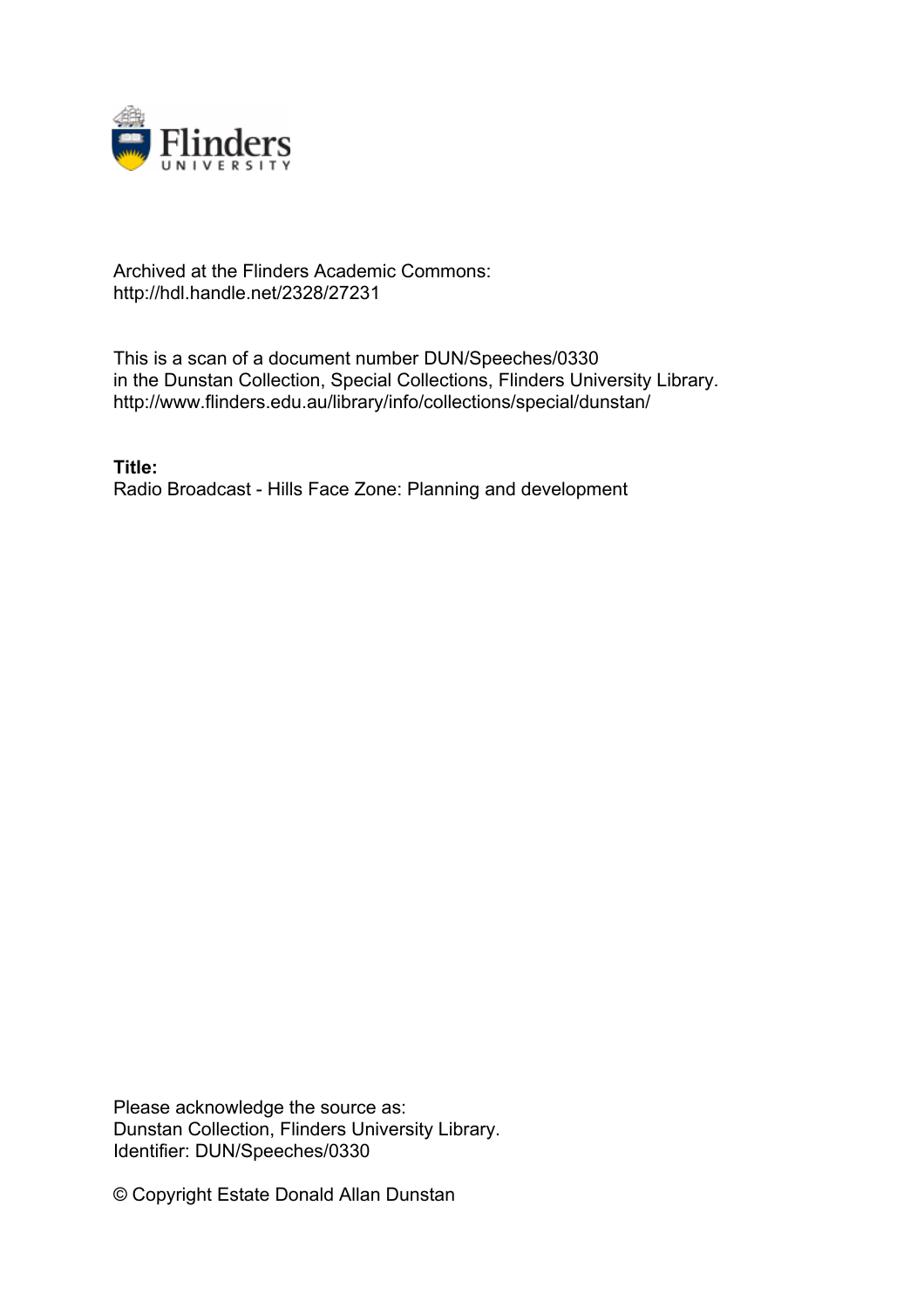Archived at the Flinders Academic Commons:
http://hdl.handle.net/2328/27231

This is a scan of a document number DUN/Speeches/0330
in the Dunstan Collection, Special Collections, Flinders University Library.
http://www.flinders.edu.au/library/info/collections/special/dunstan/

**Title:**
Radio Broadcast - Hills Face Zone: Planning and development

Please acknowledge the source as:
Dunstan Collection, Flinders University Library.
Identifier: DUN/Speeches/0330

© Copyright Estate Donald Allan Dunstan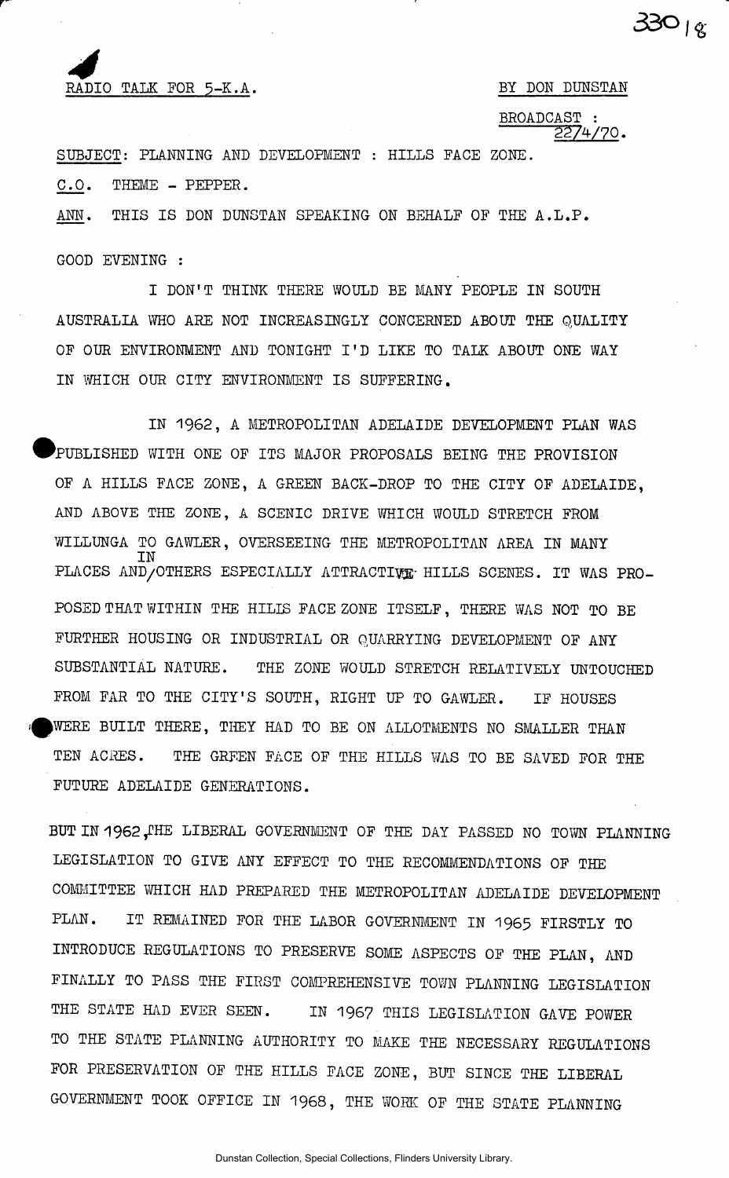RADIO TALK FOR 5-K.A. BY DON DUNSTAN

BROADCAST : 22/4/70.

SUBJECT: PLANNING AND DEVELOPMENT : HILLS FACE ZONE.

C.O. THEME - PEPPER.

ANN. THIS IS DON DUNSTAN SPEAKING ON BEHALF OF THE A.L.P.

GOOD EVENING :

I DON'T THINK THERE WOULD BE MANY PEOPLE IN SOUTH AUSTRALIA WHO ARE NOT INCREASINGLY CONCERNED ABOUT THE QUALITY OF OUR ENVIRONMENT AND TONIGHT I'D LIKE TO TALK ABOUT ONE WAY IN WHICH OUR CITY ENVIRONMENT IS SUFFERING.

IN 1962, A METROPOLITAN ADELAIDE DEVELOPMENT PLAN WAS PUBLISHED WITH ONE OF ITS MAJOR PROPOSALS BEING THE PROVISION OF A HILLS FACE ZONE, A GREEN BACK-DROP TO THE CITY OF ADELAIDE, AND ABOVE THE ZONE, A SCENIC DRIVE WHICH WOULD STRETCH FROM WILLUNGA TO GAWLER, OVERSEEING THE METROPOLITAN AREA IN MANY PLACES AND IN OTHERS ESPECIALLY ATTRACTIVE HILLS SCENES. IT WAS PROPOSED THAT WITHIN THE HILLS FACE ZONE ITSELF, THERE WAS NOT TO BE FURTHER HOUSING OR INDUSTRIAL OR QUARRYING DEVELOPMENT OF ANY SUBSTANTIAL NATURE. THE ZONE WOULD STRETCH RELATIVELY UNTOUCHED FROM FAR TO THE CITY'S SOUTH, RIGHT UP TO GAWLER. IF HOUSES WERE BUILT THERE, THEY HAD TO BE ON ALLOTMENTS NO SMALLER THAN TEN ACRES. THE GREEN FACE OF THE HILLS WAS TO BE SAVED FOR THE FUTURE ADELAIDE GENERATIONS.

BUT IN 1962, THE LIBERAL GOVERNMENT OF THE DAY PASSED NO TOWN PLANNING LEGISLATION TO GIVE ANY EFFECT TO THE RECOMMENDATIONS OF THE COMMITTEE WHICH HAD PREPARED THE METROPOLITAN ADELAIDE DEVELOPMENT PLAN. IT REMAINED FOR THE LABOR GOVERNMENT IN 1965 FIRSTLY TO INTRODUCE REGULATIONS TO PRESERVE SOME ASPECTS OF THE PLAN, AND FINALLY TO PASS THE FIRST COMPREHENSIVE TOWN PLANNING LEGISLATION THE STATE HAD EVER SEEN. IN 1967 THIS LEGISLATION GAVE POWER TO THE STATE PLANNING AUTHORITY TO MAKE THE NECESSARY REGULATIONS FOR PRESERVATION OF THE HILLS FACE ZONE, BUT SINCE THE LIBERAL GOVERNMENT TOOK OFFICE IN 1968, THE WORK OF THE STATE PLANNING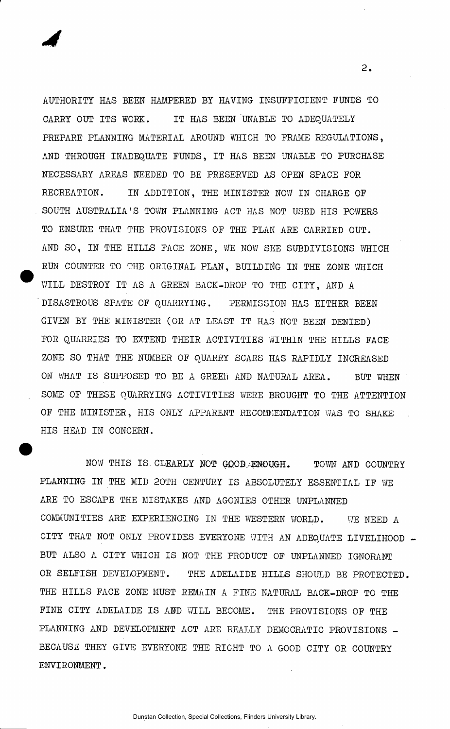AUTHORITY HAS BEEN HAMPERED BY HAVING INSUFFICIENT FUNDS TO CARRY OUT ITS WORK. IT HAS BEEN UNABLE TO ADEQUATELY PREPARE PLANNING MATERIAL AROUND WHICH TO FRAME REGULATIONS, AND THROUGH INADEQUATE FUNDS, IT HAS BEEN UNABLE TO PURCHASE NECESSARY AREAS NEEDED TO BE PRESERVED AS OPEN SPACE FOR RECREATION. IN ADDITION, THE MINISTER NOW IN CHARGE OF SOUTH AUSTRALIA'S TOWN PLANNING ACT HAS NOT USED HIS POWERS TO ENSURE THAT THE PROVISIONS OF THE PLAN ARE CARRIED OUT. AND SO, IN THE HILLS FACE ZONE, WE NOW SEE SUBDIVISIONS WHICH RUN COUNTER TO THE ORIGINAL PLAN, BUILDING IN THE ZONE WHICH WILL DESTROY IT AS A GREEN BACK-DROP TO THE CITY, AND A DISASTROUS SPATE OF QUARRYING. PERMISSION HAS EITHER BEEN GIVEN BY THE MINISTER (OR AT LEAST IT HAS NOT BEEN DENIED) FOR QUARRIES TO EXTEND THEIR ACTIVITIES WITHIN THE HILLS FACE ZONE SO THAT THE NUMBER OF QUARRY SCARS HAS RAPIDLY INCREASED ON WHAT IS SUPPOSED TO BE A GREEN AND NATURAL AREA. BUT WHEN SOME OF THESE QUARRYING ACTIVITIES WERE BROUGHT TO THE ATTENTION OF THE MINISTER, HIS ONLY APPARENT RECOMMENDATION WAS TO SHAKE HIS HEAD IN CONCERN.

NOW THIS IS CLEARLY NOT GOOD ENOUGH. TOWN AND COUNTRY PLANNING IN THE MID 20TH CENTURY IS ABSOLUTELY ESSENTIAL IF WE ARE TO ESCAPE THE MISTAKES AND AGONIES OTHER UNPLANNED COMMUNITIES ARE EXPERIENCING IN THE WESTERN WORLD. WE NEED A CITY THAT NOT ONLY PROVIDES EVERYONE WITH AN ADEQUATE LIVELIHOOD - BUT ALSO A CITY WHICH IS NOT THE PRODUCT OF UNPLANNED IGNORANT OR SELFISH DEVELOPMENT. THE ADELAIDE HILLS SHOULD BE PROTECTED. THE HILLS FACE ZONE MUST REMAIN A FINE NATURAL BACK-DROP TO THE FINE CITY ADELAIDE IS AND WILL BECOME. THE PROVISIONS OF THE PLANNING AND DEVELOPMENT ACT ARE REALLY DEMOCRATIC PROVISIONS - BECAUSE THEY GIVE EVERYONE THE RIGHT TO A GOOD CITY OR COUNTRY ENVIRONMENT.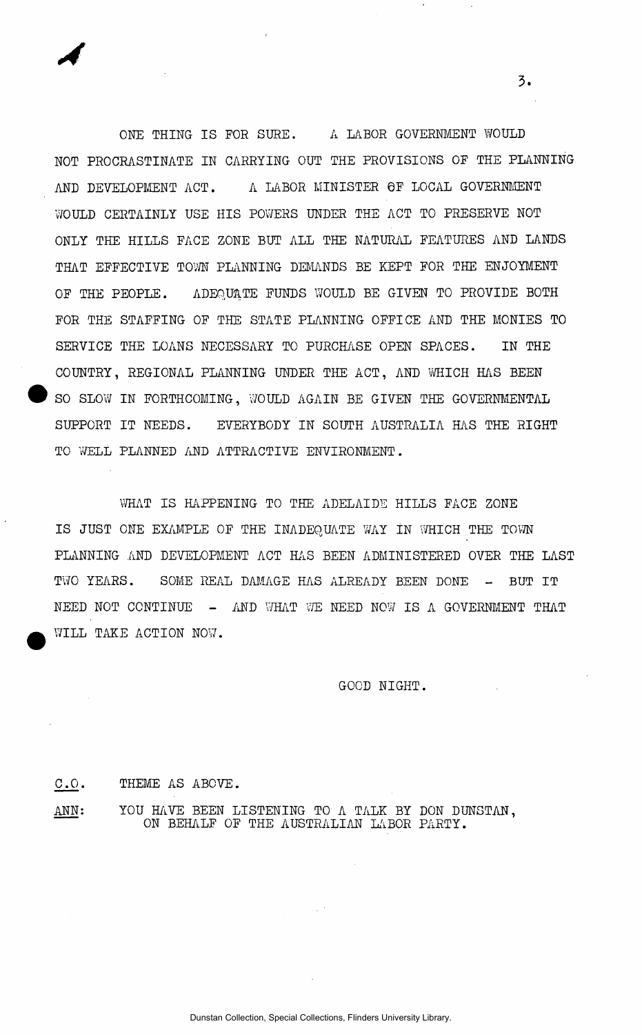ONE THING IS FOR SURE. A LABOR GOVERNMENT WOULD NOT PROCRASTINATE IN CARRYING OUT THE PROVISIONS OF THE PLANNING AND DEVELOPMENT ACT. A LABOR MINISTER OF LOCAL GOVERNMENT WOULD CERTAINLY USE HIS POWERS UNDER THE ACT TO PRESERVE NOT ONLY THE HILLS FACE ZONE BUT ALL THE NATURAL FEATURES AND LANDS THAT EFFECTIVE TOWN PLANNING DEMANDS BE KEPT FOR THE ENJOYMENT OF THE PEOPLE. ADEQUATE FUNDS WOULD BE GIVEN TO PROVIDE BOTH FOR THE STAFFING OF THE STATE PLANNING OFFICE AND THE MONIES TO SERVICE THE LOANS NECESSARY TO PURCHASE OPEN SPACES. IN THE COUNTRY, REGIONAL PLANNING UNDER THE ACT, AND WHICH HAS BEEN SO SLOW IN FORTHCOMING, WOULD AGAIN BE GIVEN THE GOVERNMENTAL SUPPORT IT NEEDS. EVERYBODY IN SOUTH AUSTRALIA HAS THE RIGHT TO WELL PLANNED AND ATTRACTIVE ENVIRONMENT.

WHAT IS HAPPENING TO THE ADELAIDE HILLS FACE ZONE IS JUST ONE EXAMPLE OF THE INADEQUATE WAY IN WHICH THE TOWN PLANNING AND DEVELOPMENT ACT HAS BEEN ADMINISTERED OVER THE LAST TWO YEARS. SOME REAL DAMAGE HAS ALREADY BEEN DONE - BUT IT NEED NOT CONTINUE - AND WHAT WE NEED NOW IS A GOVERNMENT THAT WILL TAKE ACTION NOW.

GOOD NIGHT.

C.O. THEME AS ABOVE.

ANN: YOU HAVE BEEN LISTENING TO A TALK BY DON DUNSTAN, ON BEHALF OF THE AUSTRALIAN LABOR PARTY.

Dunstan Collection, Special Collections, Flinders University Library.